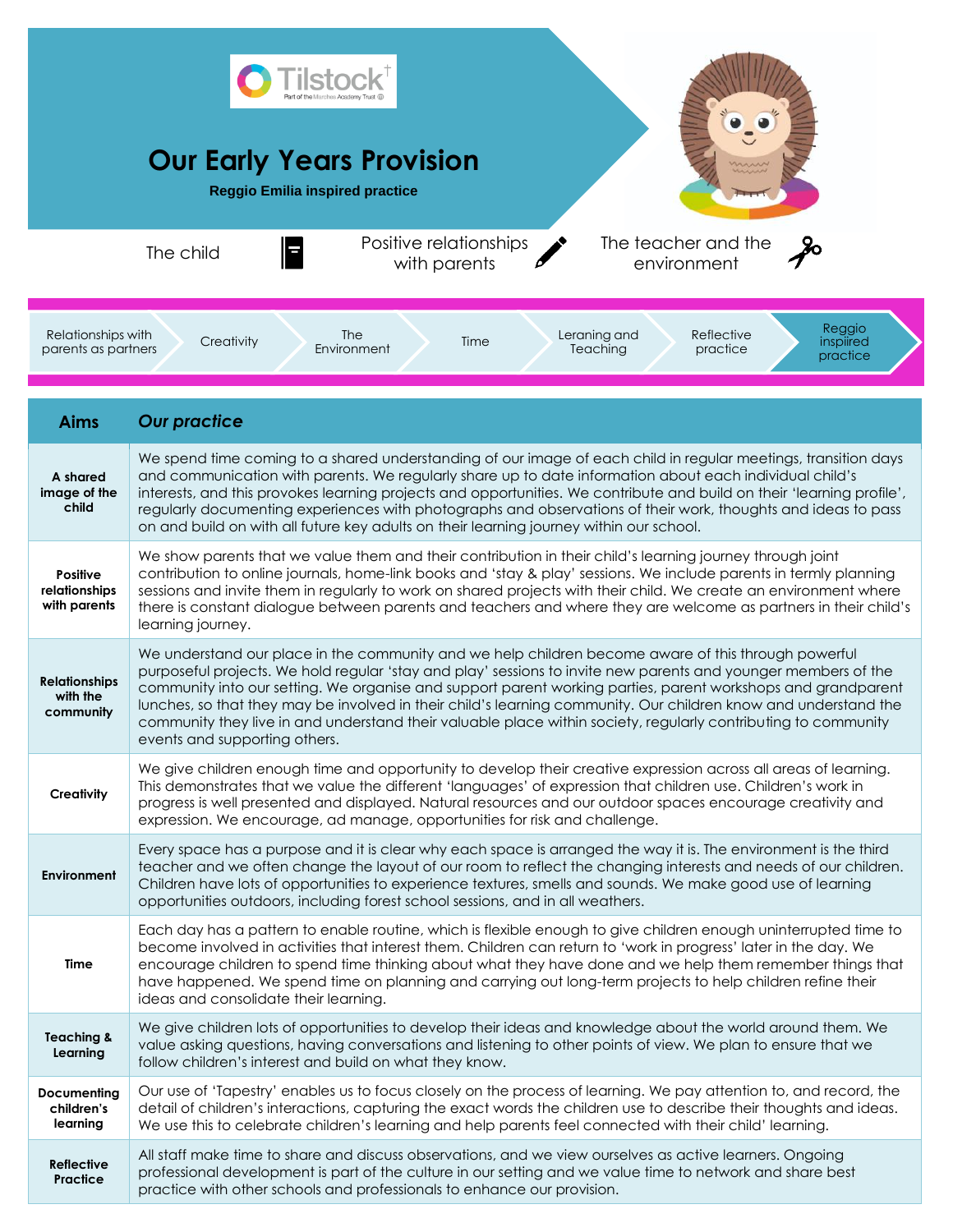Tilstock
Part of the Marches Academy Trust

# Our Early Years Provision

**Reggio Emilia inspired practice**

The child | Positive relationships with parents | The teacher and the environment

Relationships with parents as partners | Creativity | The Environment | Time | Leraning and Teaching | Reflective practice | Reggio inspiired practice

| Aims | *Our practice* |
|---|---|
| **A shared image of the child** | We spend time coming to a shared understanding of our image of each child in regular meetings, transition days and communication with parents. We regularly share up to date information about each individual child's interests, and this provokes learning projects and opportunities. We contribute and build on their 'learning profile', regularly documenting experiences with photographs and observations of their work, thoughts and ideas to pass on and build on with all future key adults on their learning journey within our school. |
| **Positive relationships with parents** | We show parents that we value them and their contribution in their child's learning journey through joint contribution to online journals, home-link books and 'stay & play' sessions. We include parents in termly planning sessions and invite them in regularly to work on shared projects with their child. We create an environment where there is constant dialogue between parents and teachers and where they are welcome as partners in their child's learning journey. |
| **Relationships with the community** | We understand our place in the community and we help children become aware of this through powerful purposeful projects. We hold regular 'stay and play' sessions to invite new parents and younger members of the community into our setting. We organise and support parent working parties, parent workshops and grandparent lunches, so that they may be involved in their child's learning community. Our children know and understand the community they live in and understand their valuable place within society, regularly contributing to community events and supporting others. |
| **Creativity** | We give children enough time and opportunity to develop their creative expression across all areas of learning. This demonstrates that we value the different 'languages' of expression that children use. Children's work in progress is well presented and displayed. Natural resources and our outdoor spaces encourage creativity and expression. We encourage, ad manage, opportunities for risk and challenge. |
| **Environment** | Every space has a purpose and it is clear why each space is arranged the way it is. The environment is the third teacher and we often change the layout of our room to reflect the changing interests and needs of our children. Children have lots of opportunities to experience textures, smells and sounds. We make good use of learning opportunities outdoors, including forest school sessions, and in all weathers. |
| **Time** | Each day has a pattern to enable routine, which is flexible enough to give children enough uninterrupted time to become involved in activities that interest them. Children can return to 'work in progress' later in the day. We encourage children to spend time thinking about what they have done and we help them remember things that have happened. We spend time on planning and carrying out long-term projects to help children refine their ideas and consolidate their learning. |
| **Teaching & Learning** | We give children lots of opportunities to develop their ideas and knowledge about the world around them. We value asking questions, having conversations and listening to other points of view. We plan to ensure that we follow children's interest and build on what they know. |
| **Documenting children's learning** | Our use of 'Tapestry' enables us to focus closely on the process of learning. We pay attention to, and record, the detail of children's interactions, capturing the exact words the children use to describe their thoughts and ideas. We use this to celebrate children's learning and help parents feel connected with their child' learning. |
| **Reflective Practice** | All staff make time to share and discuss observations, and we view ourselves as active learners. Ongoing professional development is part of the culture in our setting and we value time to network and share best practice with other schools and professionals to enhance our provision. |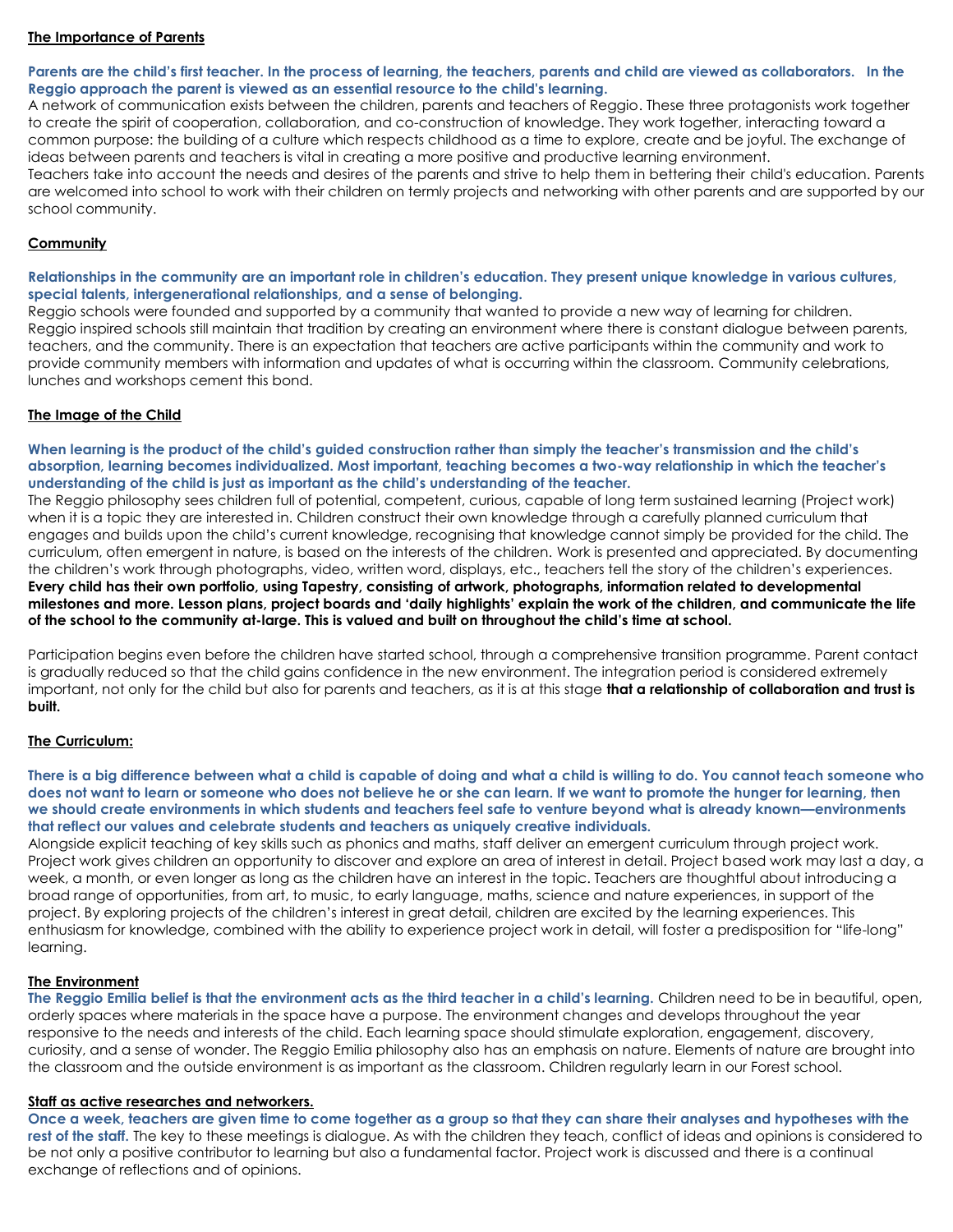## The Importance of Parents

**Parents are the child's first teacher. In the process of learning, the teachers, parents and child are viewed as collaborators. In the Reggio approach the parent is viewed as an essential resource to the child's learning.**

A network of communication exists between the children, parents and teachers of Reggio. These three protagonists work together to create the spirit of cooperation, collaboration, and co-construction of knowledge. They work together, interacting toward a common purpose: the building of a culture which respects childhood as a time to explore, create and be joyful. The exchange of ideas between parents and teachers is vital in creating a more positive and productive learning environment.

Teachers take into account the needs and desires of the parents and strive to help them in bettering their child's education. Parents are welcomed into school to work with their children on termly projects and networking with other parents and are supported by our school community.

## Community

**Relationships in the community are an important role in children's education. They present unique knowledge in various cultures, special talents, intergenerational relationships, and a sense of belonging.**

Reggio schools were founded and supported by a community that wanted to provide a new way of learning for children. Reggio inspired schools still maintain that tradition by creating an environment where there is constant dialogue between parents, teachers, and the community. There is an expectation that teachers are active participants within the community and work to provide community members with information and updates of what is occurring within the classroom. Community celebrations, lunches and workshops cement this bond.

## The Image of the Child

**When learning is the product of the child's guided construction rather than simply the teacher's transmission and the child's absorption, learning becomes individualized. Most important, teaching becomes a two-way relationship in which the teacher's understanding of the child is just as important as the child's understanding of the teacher.**

The Reggio philosophy sees children full of potential, competent, curious, capable of long term sustained learning (Project work) when it is a topic they are interested in. Children construct their own knowledge through a carefully planned curriculum that engages and builds upon the child's current knowledge, recognising that knowledge cannot simply be provided for the child. The curriculum, often emergent in nature, is based on the interests of the children. Work is presented and appreciated. By documenting the children's work through photographs, video, written word, displays, etc., teachers tell the story of the children's experiences. **Every child has their own portfolio, using Tapestry, consisting of artwork, photographs, information related to developmental milestones and more. Lesson plans, project boards and 'daily highlights' explain the work of the children, and communicate the life of the school to the community at-large. This is valued and built on throughout the child's time at school.**

Participation begins even before the children have started school, through a comprehensive transition programme. Parent contact is gradually reduced so that the child gains confidence in the new environment. The integration period is considered extremely important, not only for the child but also for parents and teachers, as it is at this stage **that a relationship of collaboration and trust is built.**

## The Curriculum:

**There is a big difference between what a child is capable of doing and what a child is willing to do. You cannot teach someone who does not want to learn or someone who does not believe he or she can learn. If we want to promote the hunger for learning, then we should create environments in which students and teachers feel safe to venture beyond what is already known—environments that reflect our values and celebrate students and teachers as uniquely creative individuals.**

Alongside explicit teaching of key skills such as phonics and maths, staff deliver an emergent curriculum through project work. Project work gives children an opportunity to discover and explore an area of interest in detail. Project based work may last a day, a week, a month, or even longer as long as the children have an interest in the topic. Teachers are thoughtful about introducing a broad range of opportunities, from art, to music, to early language, maths, science and nature experiences, in support of the project. By exploring projects of the children's interest in great detail, children are excited by the learning experiences. This enthusiasm for knowledge, combined with the ability to experience project work in detail, will foster a predisposition for "life-long" learning.

## The Environment

**The Reggio Emilia belief is that the environment acts as the third teacher in a child's learning.** Children need to be in beautiful, open, orderly spaces where materials in the space have a purpose. The environment changes and develops throughout the year responsive to the needs and interests of the child. Each learning space should stimulate exploration, engagement, discovery, curiosity, and a sense of wonder. The Reggio Emilia philosophy also has an emphasis on nature. Elements of nature are brought into the classroom and the outside environment is as important as the classroom. Children regularly learn in our Forest school.

## Staff as active researches and networkers.

**Once a week, teachers are given time to come together as a group so that they can share their analyses and hypotheses with the rest of the staff.** The key to these meetings is dialogue. As with the children they teach, conflict of ideas and opinions is considered to be not only a positive contributor to learning but also a fundamental factor. Project work is discussed and there is a continual exchange of reflections and of opinions.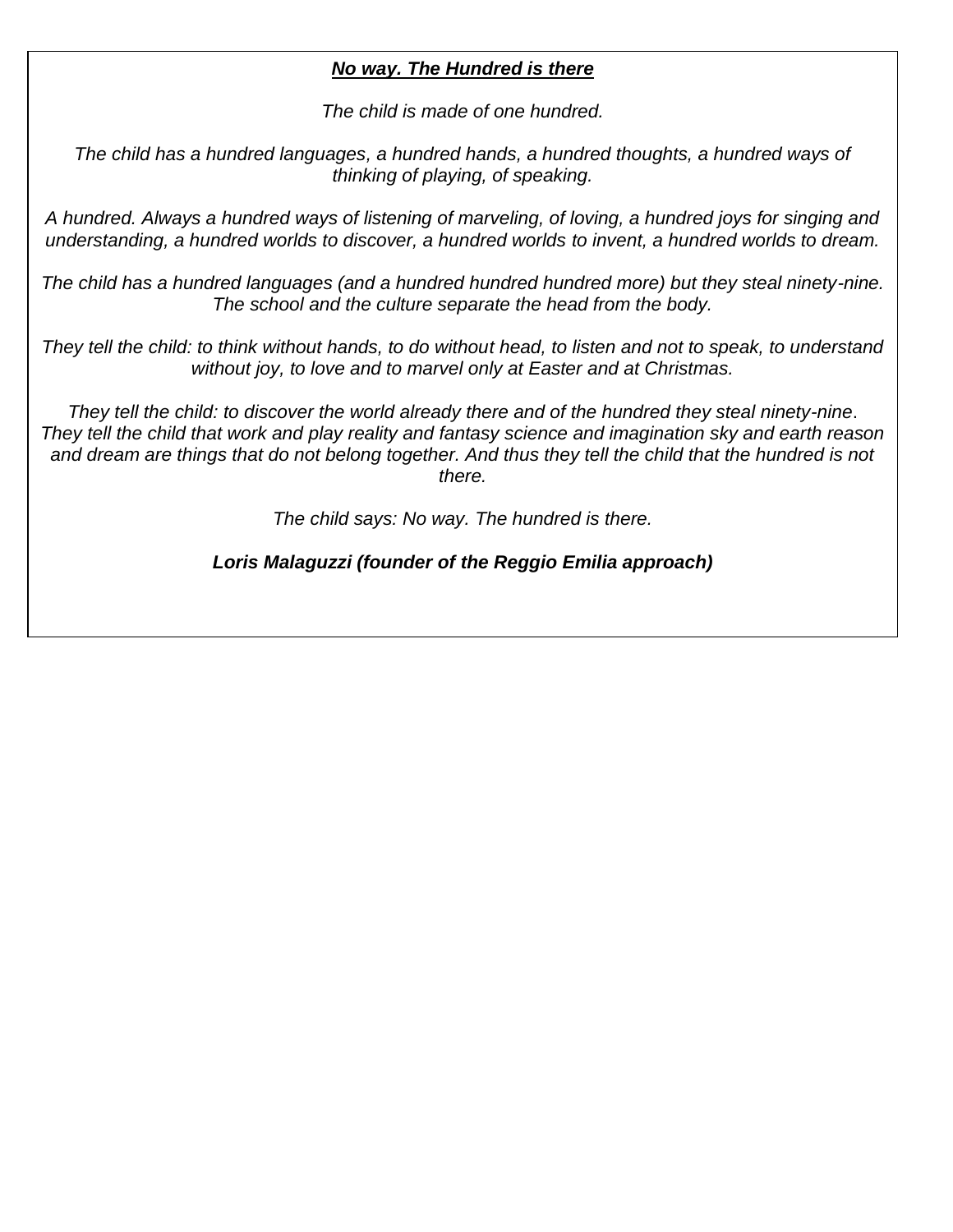***No way. The Hundred is there***

*The child is made of one hundred.*

*The child has a hundred languages, a hundred hands, a hundred thoughts, a hundred ways of thinking of playing, of speaking.*

*A hundred. Always a hundred ways of listening of marveling, of loving, a hundred joys for singing and understanding, a hundred worlds to discover, a hundred worlds to invent, a hundred worlds to dream.*

*The child has a hundred languages (and a hundred hundred hundred more) but they steal ninety-nine. The school and the culture separate the head from the body.*

*They tell the child: to think without hands, to do without head, to listen and not to speak, to understand without joy, to love and to marvel only at Easter and at Christmas.*

*They tell the child: to discover the world already there and of the hundred they steal ninety-nine. They tell the child that work and play reality and fantasy science and imagination sky and earth reason and dream are things that do not belong together. And thus they tell the child that the hundred is not there.*

*The child says: No way. The hundred is there.*

***Loris Malaguzzi (founder of the Reggio Emilia approach)***